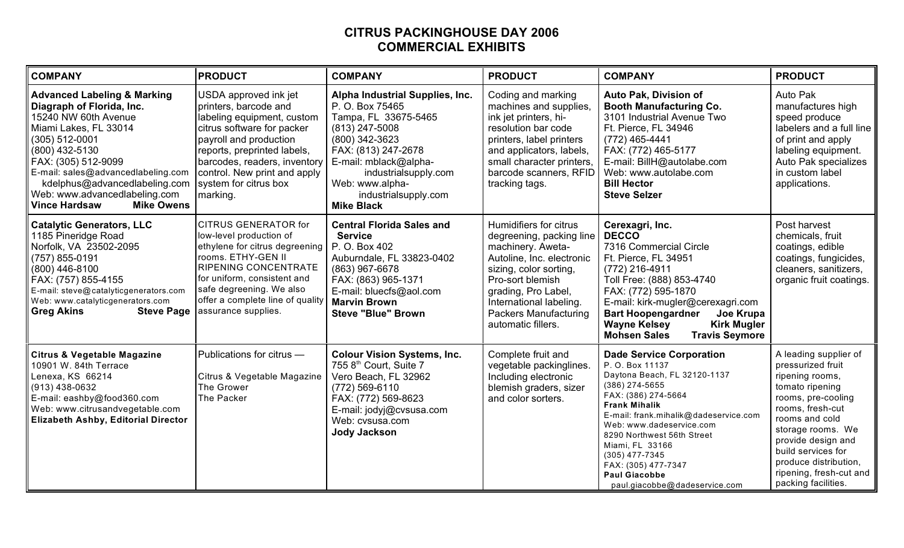# CITRUS PACKINGHOUSE DAY 2006

## COMMERCIAL EXHIBITS

| COMPANY | PRODUCT | COMPANY | PRODUCT | COMPANY | PRODUCT |
|---|---|---|---|---|---|
| **Advanced Labeling & Marking Diagraph of Florida, Inc.**<br>15240 NW 60th Avenue<br>Miami Lakes, FL 33014<br>(305) 512-0001<br>(800) 432-5130<br>FAX: (305) 512-9099<br>E-mail: sales@advancedlabeling.com<br>kdelphus@advancedlabeling.com<br>Web: www.advancedlabeling.com<br>**Vince Hardsaw Mike Owens** | USDA approved ink jet printers, barcode and labeling equipment, custom citrus software for packer payroll and production reports, preprinted labels, barcodes, readers, inventory control. New print and apply system for citrus box marking. | **Alpha Industrial Supplies, Inc.**<br>P. O. Box 75465<br>Tampa, FL 33675-5465<br>(813) 247-5008<br>(800) 342-3623<br>FAX: (813) 247-2678<br>E-mail: mblack@alpha-industrialsupply.com<br>Web: www.alpha-industrialsupply.com<br>**Mike Black** | Coding and marking machines and supplies, ink jet printers, hi-resolution bar code printers, label printers and applicators, labels, small character printers, barcode scanners, RFID tracking tags. | **Auto Pak, Division of Booth Manufacturing Co.**<br>3101 Industrial Avenue Two<br>Ft. Pierce, FL 34946<br>(772) 465-4441<br>FAX: (772) 465-5177<br>E-mail: BillH@autolabe.com<br>Web: www.autolabe.com<br>**Bill Hector**<br>**Steve Selzer** | Auto Pak manufactures high speed produce labelers and a full line of print and apply labeling equipment. Auto Pak specializes in custom label applications. |
| **Catalytic Generators, LLC**<br>1185 Pineridge Road<br>Norfolk, VA 23502-2095<br>(757) 855-0191<br>(800) 446-8100<br>FAX: (757) 855-4155<br>E-mail: steve@catalyticgenerators.com<br>Web: www.catalyticgenerators.com<br>**Greg Akins Steve Page** | CITRUS GENERATOR for low-level production of ethylene for citrus degreening rooms. ETHY-GEN II RIPENING CONCENTRATE for uniform, consistent and safe degreening. We also offer a complete line of quality assurance supplies. | **Central Florida Sales and Service**<br>P. O. Box 402<br>Auburndale, FL 33823-0402<br>(863) 967-6678<br>FAX: (863) 965-1371<br>E-mail: bluecfs@aol.com<br>**Marvin Brown**<br>**Steve "Blue" Brown** | Humidifiers for citrus degreening, packing line machinery. Aweta-Autoline, Inc. electronic sizing, color sorting, Pro-sort blemish grading, Pro Label, International labeling. Packers Manufacturing automatic fillers. | **Cerexagri, Inc.**<br>**DECCO**<br>7316 Commercial Circle<br>Ft. Pierce, FL 34951<br>(772) 216-4911<br>Toll Free: (888) 853-4740<br>FAX: (772) 595-1870<br>E-mail: kirk-mugler@cerexagri.com<br>**Bart Hoopengardner Joe Krupa**<br>**Wayne Kelsey Kirk Mugler**<br>**Mohsen Sales Travis Seymore** | Post harvest chemicals, fruit coatings, edible coatings, fungicides, cleaners, sanitizers, organic fruit coatings. |
| **Citrus & Vegetable Magazine**<br>10901 W. 84th Terrace<br>Lenexa, KS 66214<br>(913) 438-0632<br>E-mail: eashby@food360.com<br>Web: www.citrusandvegetable.com<br>**Elizabeth Ashby, Editorial Director** | Publications for citrus —<br>Citrus & Vegetable Magazine<br>The Grower<br>The Packer | **Colour Vision Systems, Inc.**<br>755 8th Court, Suite 7<br>Vero Beach, FL 32962<br>(772) 569-6110<br>FAX: (772) 569-8623<br>E-mail: jodyj@cvsusa.com<br>Web: cvsusa.com<br>**Jody Jackson** | Complete fruit and vegetable packinglines. Including electronic blemish graders, sizer and color sorters. | **Dade Service Corporation**<br>P. O. Box 11137<br>Daytona Beach, FL 32120-1137<br>(386) 274-5655<br>FAX: (386) 274-5664<br>**Frank Mihalik**<br>E-mail: frank.mihalik@dadeservice.com<br>Web: www.dadeservice.com<br>8290 Northwest 56th Street<br>Miami, FL 33166<br>(305) 477-7345<br>FAX: (305) 477-7347<br>**Paul Giacobbe**<br>paul.giacobbe@dadeservice.com | A leading supplier of pressurized fruit ripening rooms, tomato ripening rooms, pre-cooling rooms, fresh-cut rooms and cold storage rooms. We provide design and build services for produce distribution, ripening, fresh-cut and packing facilities. |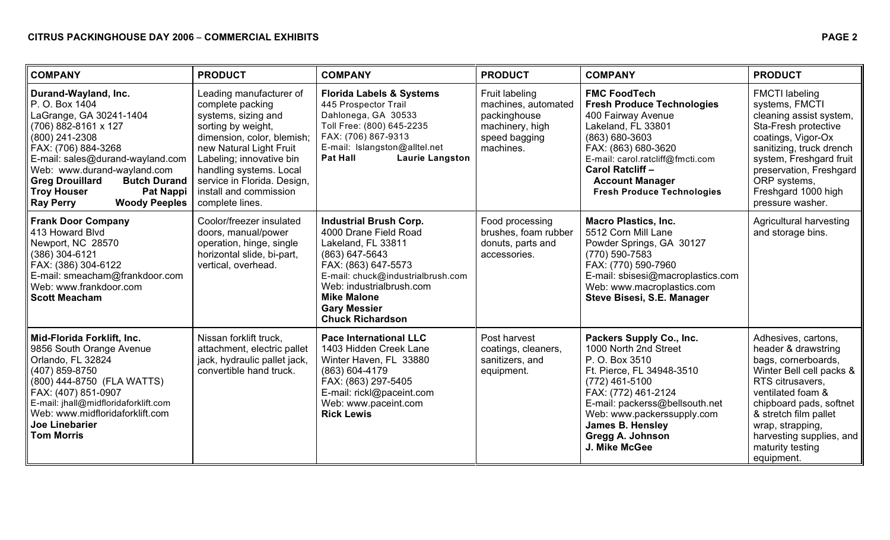| COMPANY | PRODUCT | COMPANY | PRODUCT | COMPANY | PRODUCT |
|---|---|---|---|---|---|
| **Durand-Wayland, Inc.**<br>P. O. Box 1404<br>LaGrange, GA 30241-1404<br>(706) 882-8161 x 127<br>(800) 241-2308<br>FAX: (706) 884-3268<br>E-mail: sales@durand-wayland.com<br>Web: www.durand-wayland.com<br>**Greg Drouillard** **Butch Durand**<br>**Troy Houser** **Pat Nappi**<br>**Ray Perry** **Woody Peeples** | Leading manufacturer of complete packing systems, sizing and sorting by weight, dimension, color, blemish; new Natural Light Fruit Labeling; innovative bin handling systems. Local service in Florida. Design, install and commission complete lines. | **Florida Labels & Systems**<br>445 Prospector Trail<br>Dahlonega, GA 30533<br>Toll Free: (800) 645-2235<br>FAX: (706) 867-9313<br>E-mail: lslangston@alltel.net<br>**Pat Hall** **Laurie Langston** | Fruit labeling machines, automated packinghouse machinery, high speed bagging machines. | **FMC FoodTech**<br>**Fresh Produce Technologies**<br>400 Fairway Avenue<br>Lakeland, FL 33801<br>(863) 680-3603<br>FAX: (863) 680-3620<br>E-mail: carol.ratcliff@fmcti.com<br>**Carol Ratcliff –**<br>**Account Manager**<br>**Fresh Produce Technologies** | FMCTI labeling systems, FMCTI cleaning assist system, Sta-Fresh protective coatings, Vigor-Ox sanitizing, truck drench system, Freshgard fruit preservation, Freshgard ORP systems, Freshgard 1000 high pressure washer. |
| **Frank Door Company**<br>413 Howard Blvd<br>Newport, NC 28570<br>(386) 304-6121<br>FAX: (386) 304-6122<br>E-mail: smeacham@frankdoor.com<br>Web: www.frankdoor.com<br>**Scott Meacham** | Coolor/freezer insulated doors, manual/power operation, hinge, single horizontal slide, bi-part, vertical, overhead. | **Industrial Brush Corp.**<br>4000 Drane Field Road<br>Lakeland, FL 33811<br>(863) 647-5643<br>FAX: (863) 647-5573<br>E-mail: chuck@industrialbrush.com<br>Web: industrialbrush.com<br>**Mike Malone**<br>**Gary Messier**<br>**Chuck Richardson** | Food processing brushes, foam rubber donuts, parts and accessories. | **Macro Plastics, Inc.**<br>5512 Corn Mill Lane<br>Powder Springs, GA 30127<br>(770) 590-7583<br>FAX: (770) 590-7960<br>E-mail: sbisesi@macroplastics.com<br>Web: www.macroplastics.com<br>**Steve Bisesi, S.E. Manager** | Agricultural harvesting and storage bins. |
| **Mid-Florida Forklift, Inc.**<br>9856 South Orange Avenue<br>Orlando, FL 32824<br>(407) 859-8750<br>(800) 444-8750 (FLA WATTS)<br>FAX: (407) 851-0907<br>E-mail: jhall@midfloridaforklift.com<br>Web: www.midfloridaforklift.com<br>**Joe Linebarier**<br>**Tom Morris** | Nissan forklift truck, attachment, electric pallet jack, hydraulic pallet jack, convertible hand truck. | **Pace International LLC**<br>1403 Hidden Creek Lane<br>Winter Haven, FL 33880<br>(863) 604-4179<br>FAX: (863) 297-5405<br>E-mail: rickl@paceint.com<br>Web: www.paceint.com<br>**Rick Lewis** | Post harvest coatings, cleaners, sanitizers, and equipment. | **Packers Supply Co., Inc.**<br>1000 North 2nd Street<br>P. O. Box 3510<br>Ft. Pierce, FL 34948-3510<br>(772) 461-5100<br>FAX: (772) 461-2124<br>E-mail: packerss@bellsouth.net<br>Web: www.packerssupply.com<br>**James B. Hensley**<br>**Gregg A. Johnson**<br>**J. Mike McGee** | Adhesives, cartons, header & drawstring bags, cornerboards, Winter Bell cell packs & RTS citrusavers, ventilated foam & chipboard pads, softnet & stretch film pallet wrap, strapping, harvesting supplies, and maturity testing equipment. |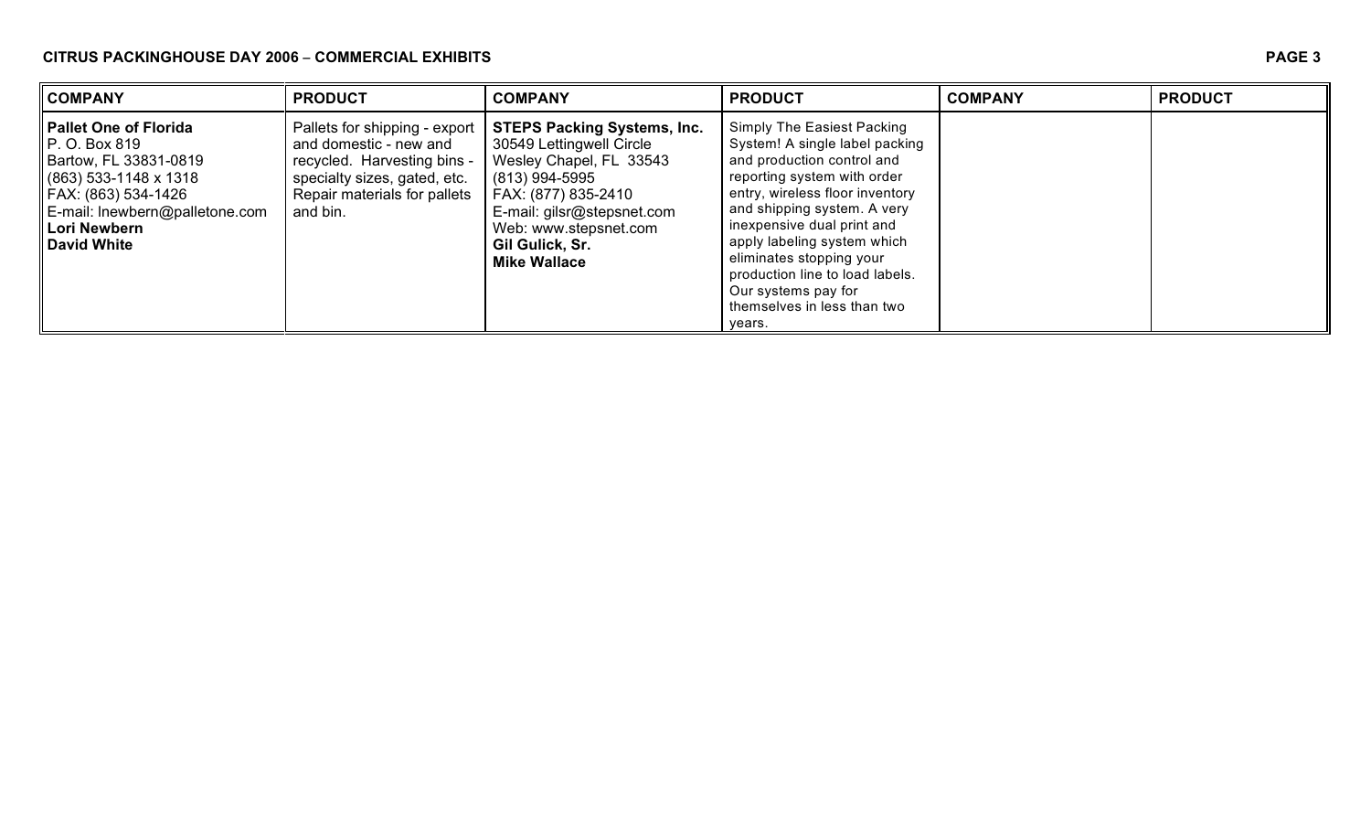| COMPANY | PRODUCT | COMPANY | PRODUCT | COMPANY | PRODUCT |
|---|---|---|---|---|---|
| **Pallet One of Florida**<br>P. O. Box 819<br>Bartow, FL 33831-0819<br>(863) 533-1148 x 1318<br>FAX: (863) 534-1426<br>E-mail: lnewbern@palletone.com<br>**Lori Newbern**<br>**David White** | Pallets for shipping - export and domestic - new and recycled. Harvesting bins - specialty sizes, gated, etc. Repair materials for pallets and bin. | **STEPS Packing Systems, Inc.**<br>30549 Lettingwell Circle<br>Wesley Chapel, FL 33543<br>(813) 994-5995<br>FAX: (877) 835-2410<br>E-mail: gilsr@stepsnet.com<br>Web: www.stepsnet.com<br>**Gil Gulick, Sr.**<br>**Mike Wallace** | Simply The Easiest Packing System! A single label packing and production control and reporting system with order entry, wireless floor inventory and shipping system. A very inexpensive dual print and apply labeling system which eliminates stopping your production line to load labels. Our systems pay for themselves in less than two years. | | |